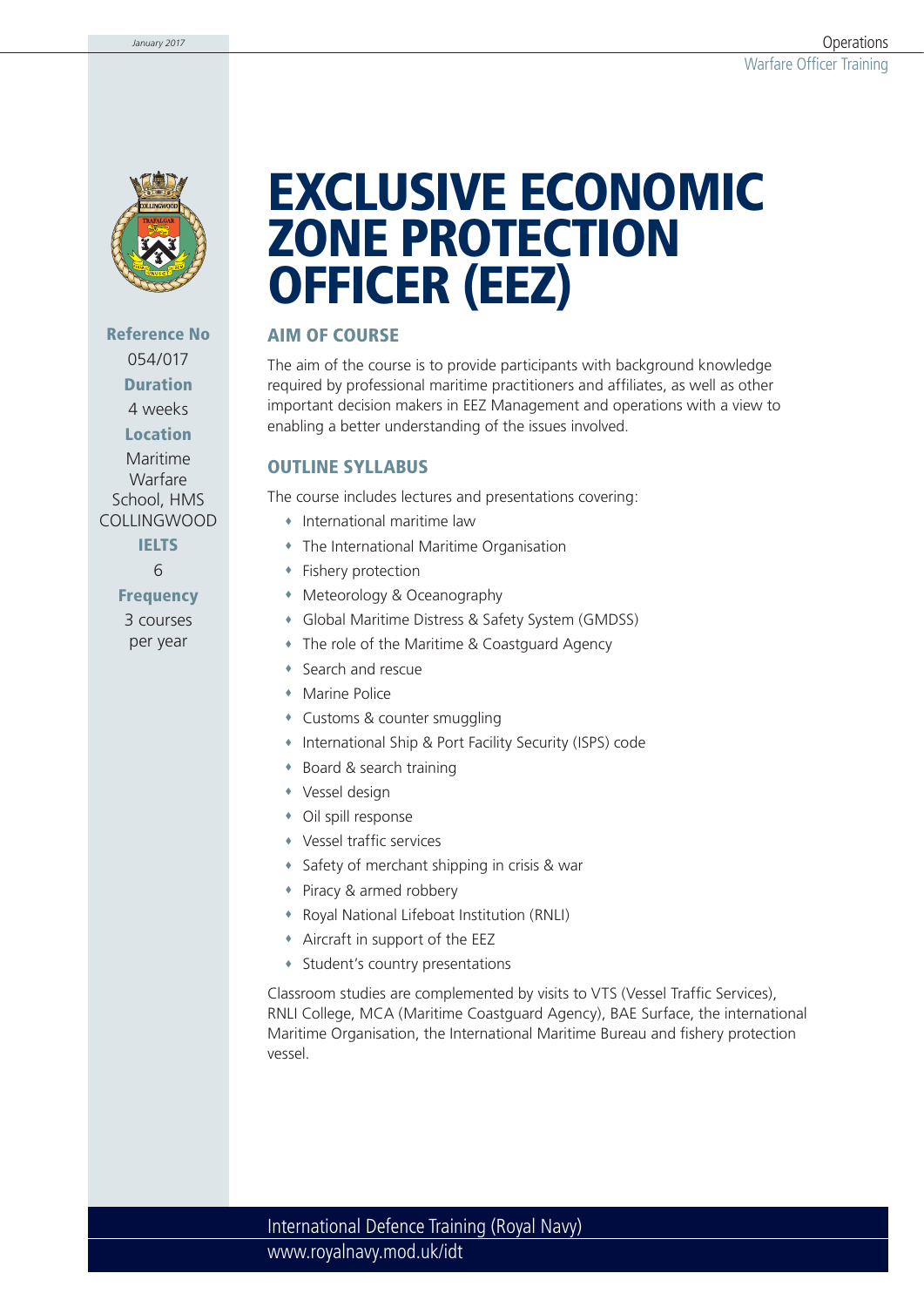# EXCLUSIVE ECONOMIC ZONE PROTECTION OFFICER (EEZ)

**Reference No**
054/017

**Duration**
4 weeks

**Location**
Maritime Warfare School, HMS COLLINGWOOD

**IELTS**
6

**Frequency**
3 courses per year

## AIM OF COURSE

The aim of the course is to provide participants with background knowledge required by professional maritime practitioners and affiliates, as well as other important decision makers in EEZ Management and operations with a view to enabling a better understanding of the issues involved.

## OUTLINE SYLLABUS

The course includes lectures and presentations covering:

- International maritime law
- The International Maritime Organisation
- Fishery protection
- Meteorology & Oceanography
- Global Maritime Distress & Safety System (GMDSS)
- The role of the Maritime & Coastguard Agency
- Search and rescue
- Marine Police
- Customs & counter smuggling
- International Ship & Port Facility Security (ISPS) code
- Board & search training
- Vessel design
- Oil spill response
- Vessel traffic services
- Safety of merchant shipping in crisis & war
- Piracy & armed robbery
- Royal National Lifeboat Institution (RNLI)
- Aircraft in support of the EEZ
- Student's country presentations

Classroom studies are complemented by visits to VTS (Vessel Traffic Services), RNLI College, MCA (Maritime Coastguard Agency), BAE Surface, the international Maritime Organisation, the International Maritime Bureau and fishery protection vessel.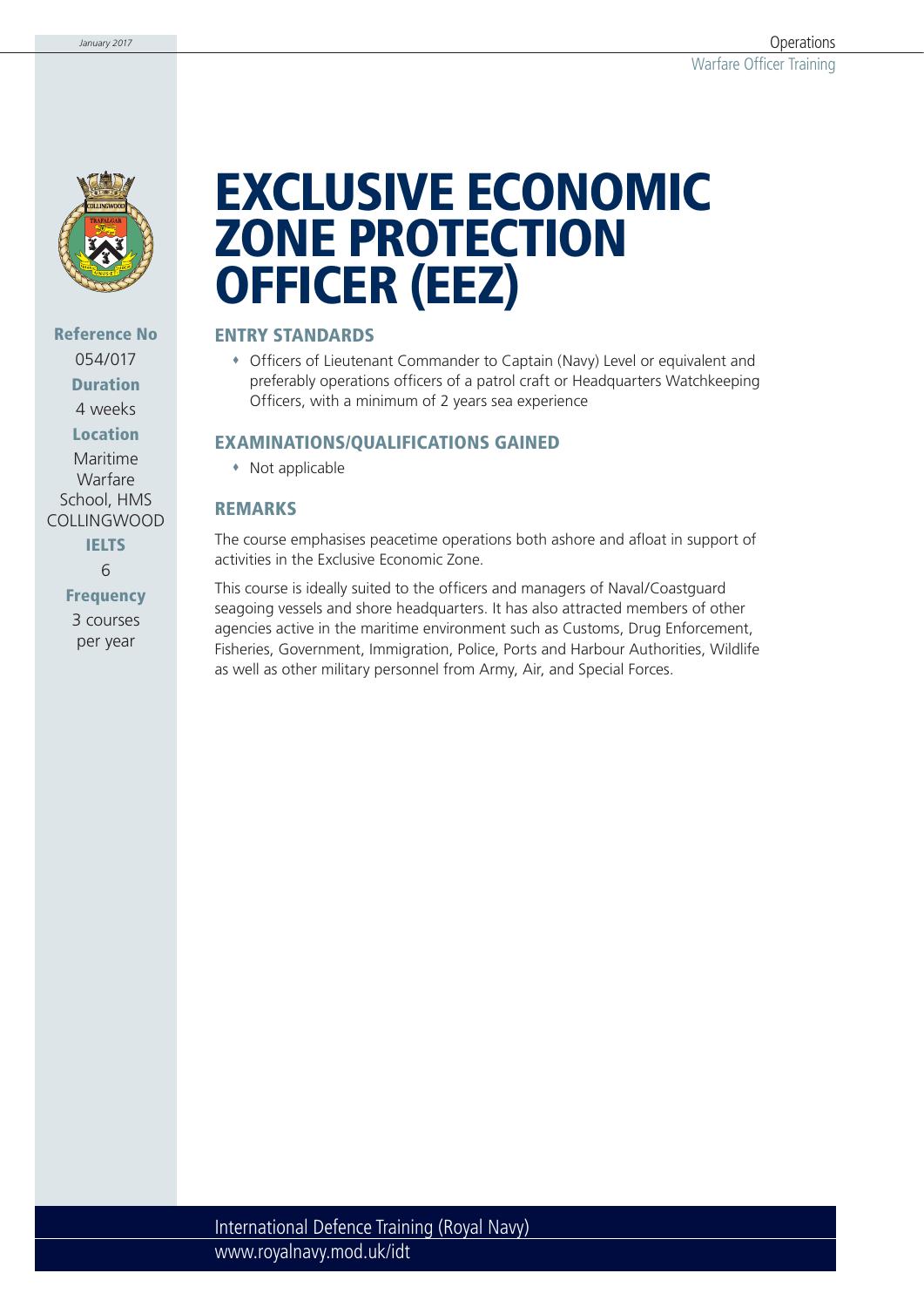# EXCLUSIVE ECONOMIC ZONE PROTECTION OFFICER (EEZ)

**Reference No**
054/017

**Duration**
4 weeks

**Location**
Maritime Warfare School, HMS COLLINGWOOD

**IELTS**
6

**Frequency**
3 courses per year

## ENTRY STANDARDS

- Officers of Lieutenant Commander to Captain (Navy) Level or equivalent and preferably operations officers of a patrol craft or Headquarters Watchkeeping Officers, with a minimum of 2 years sea experience

## EXAMINATIONS/QUALIFICATIONS GAINED

- Not applicable

## REMARKS

The course emphasises peacetime operations both ashore and afloat in support of activities in the Exclusive Economic Zone.

This course is ideally suited to the officers and managers of Naval/Coastguard seagoing vessels and shore headquarters. It has also attracted members of other agencies active in the maritime environment such as Customs, Drug Enforcement, Fisheries, Government, Immigration, Police, Ports and Harbour Authorities, Wildlife as well as other military personnel from Army, Air, and Special Forces.